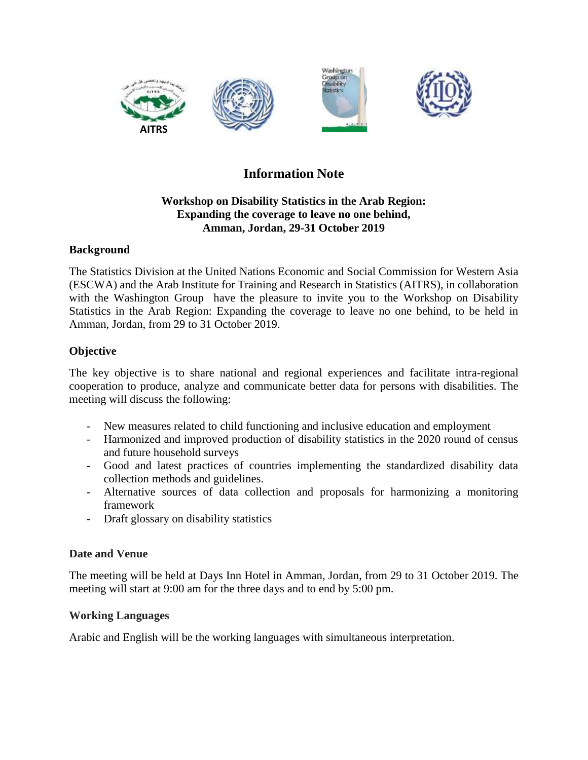AITRS

# Information Note

### Workshop on Disability Statistics in the Arab Region: Expanding the coverage to leave no one behind, Amman, Jordan, 29-31 October 2019

## Background

The Statistics Division at the United Nations Economic and Social Commission for Western Asia (ESCWA) and the Arab Institute for Training and Research in Statistics (AITRS), in collaboration with the Washington Group have the pleasure to invite you to the Workshop on Disability Statistics in the Arab Region: Expanding the coverage to leave no one behind, to be held in Amman, Jordan, from 29 to 31 October 2019.

## Objective

The key objective is to share national and regional experiences and facilitate intra-regional cooperation to produce, analyze and communicate better data for persons with disabilities. The meeting will discuss the following:

- New measures related to child functioning and inclusive education and employment
- Harmonized and improved production of disability statistics in the 2020 round of census and future household surveys
- Good and latest practices of countries implementing the standardized disability data collection methods and guidelines.
- Alternative sources of data collection and proposals for harmonizing a monitoring framework
- Draft glossary on disability statistics

## Date and Venue

The meeting will be held at Days Inn Hotel in Amman, Jordan, from 29 to 31 October 2019. The meeting will start at 9:00 am for the three days and to end by 5:00 pm.

## Working Languages

Arabic and English will be the working languages with simultaneous interpretation.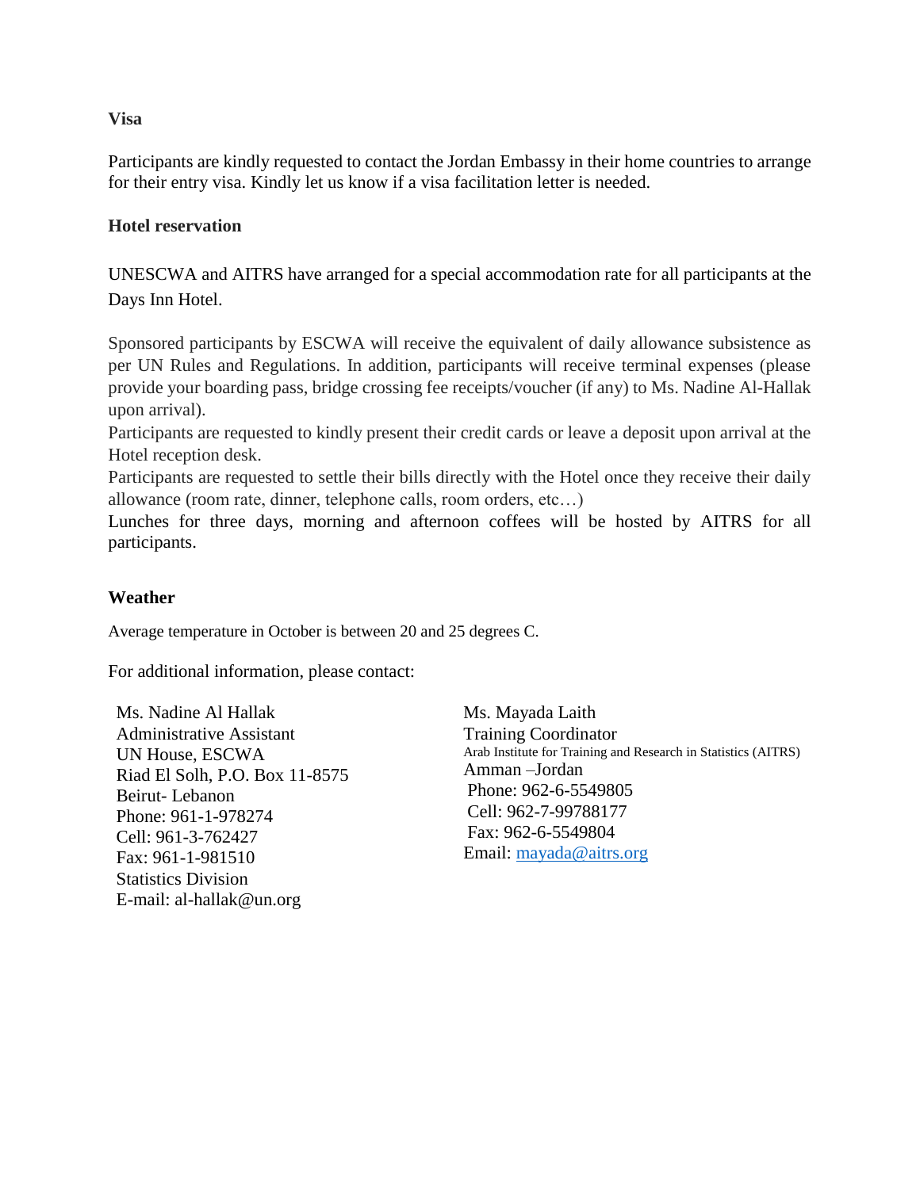**Visa**

Participants are kindly requested to contact the Jordan Embassy in their home countries to arrange for their entry visa. Kindly let us know if a visa facilitation letter is needed.

**Hotel reservation**

UNESCWA and AITRS have arranged for a special accommodation rate for all participants at the Days Inn Hotel.

Sponsored participants by ESCWA will receive the equivalent of daily allowance subsistence as per UN Rules and Regulations. In addition, participants will receive terminal expenses (please provide your boarding pass, bridge crossing fee receipts/voucher (if any) to Ms. Nadine Al-Hallak upon arrival).

Participants are requested to kindly present their credit cards or leave a deposit upon arrival at the Hotel reception desk.

Participants are requested to settle their bills directly with the Hotel once they receive their daily allowance (room rate, dinner, telephone calls, room orders, etc…)

Lunches for three days, morning and afternoon coffees will be hosted by AITRS for all participants.

**Weather**

Average temperature in October is between 20 and 25 degrees C.

For additional information, please contact:

Ms. Nadine Al Hallak
Administrative Assistant
UN House, ESCWA
Riad El Solh, P.O. Box 11-8575
Beirut- Lebanon
Phone: 961-1-978274
Cell: 961-3-762427
Fax: 961-1-981510
Statistics Division
E-mail: al-hallak@un.org

Ms. Mayada Laith
Training Coordinator
Arab Institute for Training and Research in Statistics (AITRS)
Amman –Jordan
Phone: 962-6-5549805
Cell: 962-7-99788177
Fax: 962-6-5549804
Email: mayada@aitrs.org